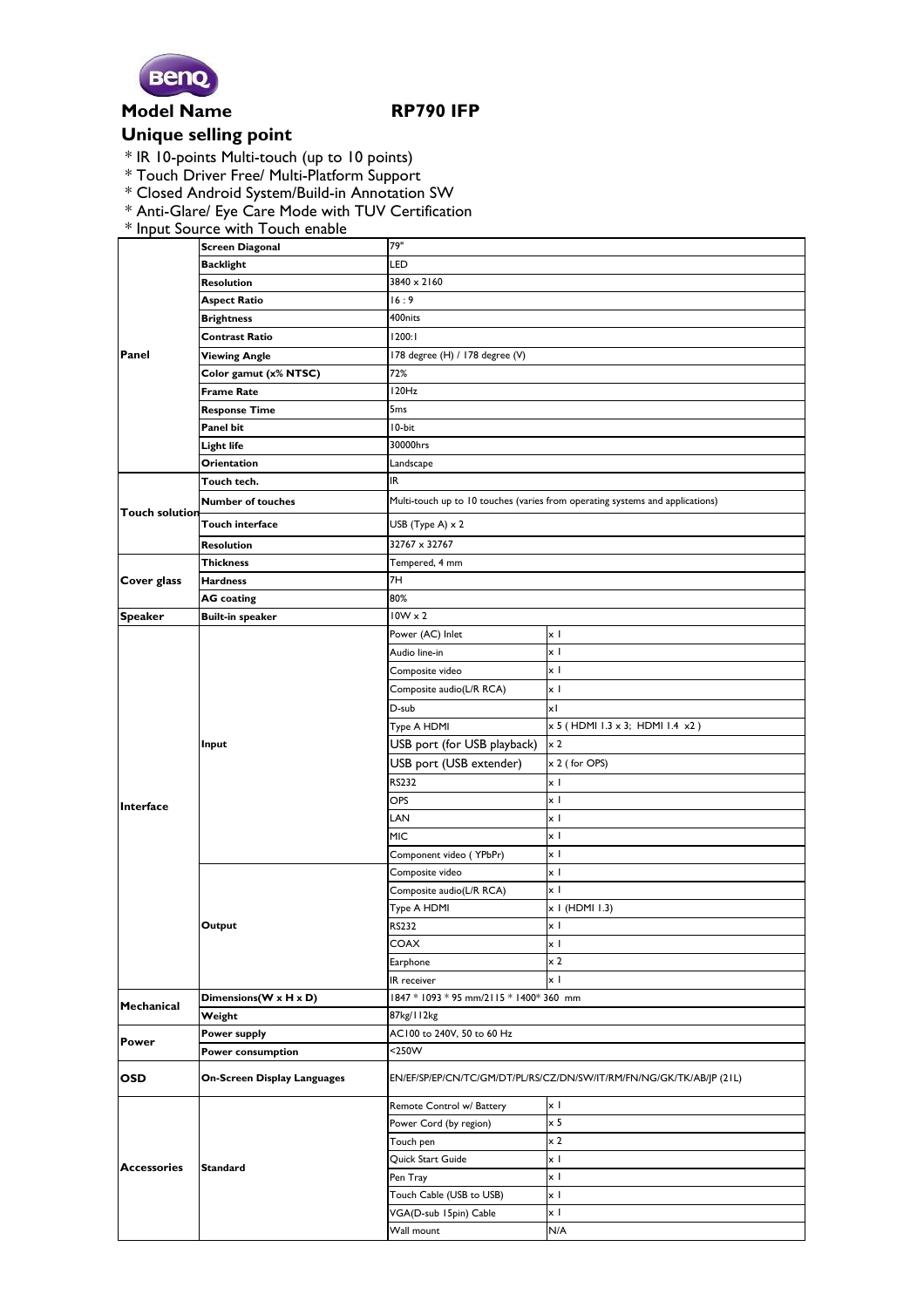BenQ

**Model Name** **RP790 IFP**

## Unique selling point

* IR 10-points Multi-touch (up to 10 points)
* Touch Driver Free/ Multi-Platform Support
* Closed Android System/Build-in Annotation SW
* Anti-Glare/ Eye Care Mode with TUV Certification
* Input Source with Touch enable

| | | | |
|---|---|---|---|
| **Panel** | **Screen Diagonal** | 79" | |
| | **Backlight** | LED | |
| | **Resolution** | 3840 x 2160 | |
| | **Aspect Ratio** | 16 : 9 | |
| | **Brightness** | 400nits | |
| | **Contrast Ratio** | 1200:1 | |
| | **Viewing Angle** | 178 degree (H) / 178 degree (V) | |
| | **Color gamut (x% NTSC)** | 72% | |
| | **Frame Rate** | 120Hz | |
| | **Response Time** | 5ms | |
| | **Panel bit** | 10-bit | |
| | **Light life** | 30000hrs | |
| | **Orientation** | Landscape | |
| **Touch solution** | **Touch tech.** | IR | |
| | **Number of touches** | Multi-touch up to 10 touches (varies from operating systems and applications) | |
| | **Touch interface** | USB (Type A) x 2 | |
| | **Resolution** | 32767 x 32767 | |
| **Cover glass** | **Thickness** | Tempered, 4 mm | |
| | **Hardness** | 7H | |
| | **AG coating** | 80% | |
| **Speaker** | **Built-in speaker** | 10W x 2 | |
| **Interface** | **Input** | Power (AC) Inlet | x 1 |
| | | Audio line-in | x 1 |
| | | Composite video | x 1 |
| | | Composite audio(L/R RCA) | x 1 |
| | | D-sub | x1 |
| | | Type A HDMI | x 5 ( HDMI 1.3 x 3; HDMI 1.4 x2 ) |
| | | USB port (for USB playback) | x 2 |
| | | USB port (USB extender) | x 2 ( for OPS) |
| | | RS232 | x 1 |
| | | OPS | x 1 |
| | | LAN | x 1 |
| | | MIC | x 1 |
| | | Component video ( YPbPr) | x 1 |
| | **Output** | Composite video | x 1 |
| | | Composite audio(L/R RCA) | x 1 |
| | | Type A HDMI | x 1 (HDMI 1.3) |
| | | RS232 | x 1 |
| | | COAX | x 1 |
| | | Earphone | x 2 |
| | | IR receiver | x 1 |
| **Mechanical** | **Dimensions(W x H x D)** | 1847 * 1093 * 95 mm/2115 * 1400* 360 mm | |
| | **Weight** | 87kg/112kg | |
| **Power** | **Power supply** | AC100 to 240V, 50 to 60 Hz | |
| | **Power consumption** | <250W | |
| **OSD** | **On-Screen Display Languages** | EN/EF/SP/EP/CN/TC/GM/DT/PL/RS/CZ/DN/SW/IT/RM/FN/NG/GK/TK/AB/JP (21L) | |
| **Accessories** | **Standard** | Remote Control w/ Battery | x 1 |
| | | Power Cord (by region) | x 5 |
| | | Touch pen | x 2 |
| | | Quick Start Guide | x 1 |
| | | Pen Tray | x 1 |
| | | Touch Cable (USB to USB) | x 1 |
| | | VGA(D-sub 15pin) Cable | x 1 |
| | | Wall mount | N/A |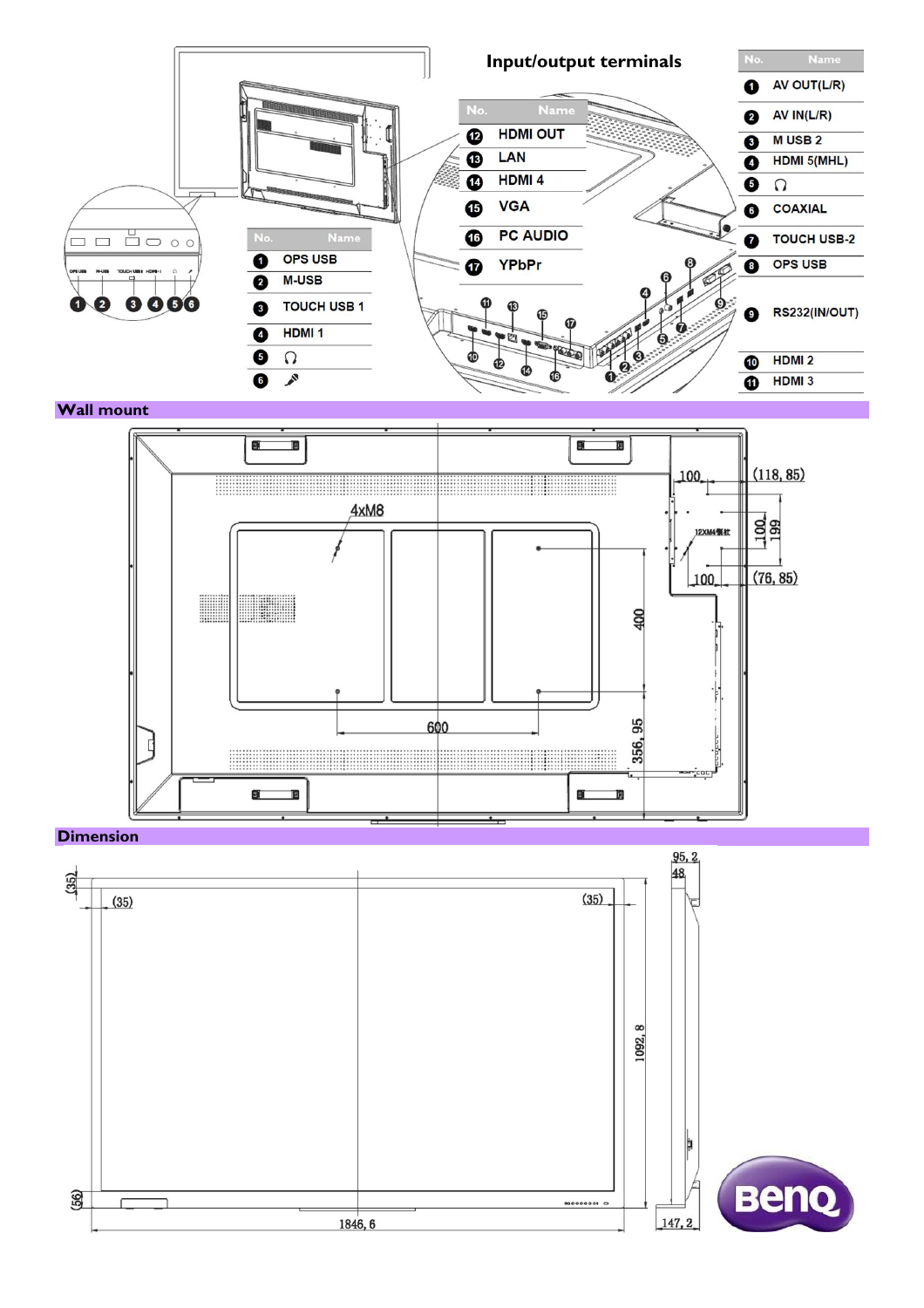## Input/output terminals

| No. | Name |
|---|---|
| 1 | OPS USB |
| 2 | M-USB |
| 3 | TOUCH USB 1 |
| 4 | HDMI 1 |
| 5 | 🎧 |
| 6 | 🎤 |

| No. | Name |
|---|---|
| 12 | HDMI OUT |
| 13 | LAN |
| 14 | HDMI 4 |
| 15 | VGA |
| 16 | PC AUDIO |
| 17 | YPbPr |

| No. | Name |
|---|---|
| 1 | AV OUT(L/R) |
| 2 | AV IN(L/R) |
| 3 | M USB 2 |
| 4 | HDMI 5(MHL) |
| 5 | 🎧 |
| 6 | COAXIAL |
| 7 | TOUCH USB-2 |
| 8 | OPS USB |
| 9 | RS232(IN/OUT) |
| 10 | HDMI 2 |
| 11 | HDMI 3 |

## Wall mount

4xM8

600

400

356, 95

12XM4螺丝

100

(118, 85)

100

199

100

(76, 85)

## Dimension

(35)

(35)

(35)

(56)

1846, 6

1092, 8

95, 2

48

147, 2